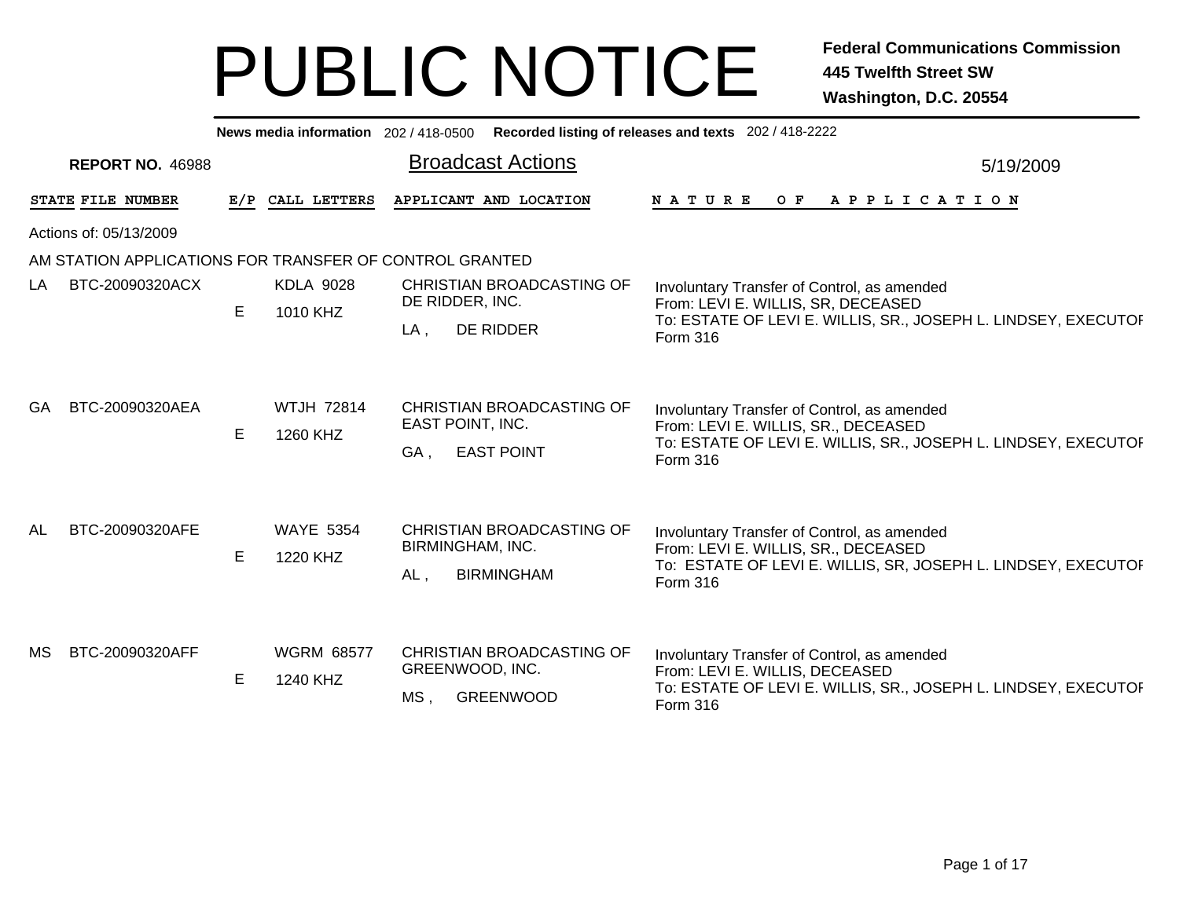# PUBLIC NOTICE

**Federal Communications Commission**
**445 Twelfth Street SW**
**Washington, D.C. 20554**

**News media information** 202 / 418-0500 **Recorded listing of releases and texts** 202 / 418-2222

**REPORT NO.** 46988

## Broadcast Actions

5/19/2009

| STATE | FILE NUMBER | E/P | CALL LETTERS | APPLICANT AND LOCATION | NATURE OF APPLICATION |
|---|---|---|---|---|---|

Actions of: 05/13/2009

AM STATION APPLICATIONS FOR TRANSFER OF CONTROL GRANTED

| STATE | FILE NUMBER | E/P | CALL LETTERS | APPLICANT AND LOCATION | NATURE OF APPLICATION |
|---|---|---|---|---|---|
| LA | BTC-20090320ACX | E | KDLA 9028<br>1010 KHZ | CHRISTIAN BROADCASTING OF DE RIDDER, INC.<br>LA , DE RIDDER | Involuntary Transfer of Control, as amended<br>From: LEVI E. WILLIS, SR, DECEASED<br>To: ESTATE OF LEVI E. WILLIS, SR., JOSEPH L. LINDSEY, EXECUTOR<br>Form 316 |
| GA | BTC-20090320AEA | E | WTJH 72814<br>1260 KHZ | CHRISTIAN BROADCASTING OF EAST POINT, INC.<br>GA , EAST POINT | Involuntary Transfer of Control, as amended<br>From: LEVI E. WILLIS, SR., DECEASED<br>To: ESTATE OF LEVI E. WILLIS, SR., JOSEPH L. LINDSEY, EXECUTOR<br>Form 316 |
| AL | BTC-20090320AFE | E | WAYE 5354<br>1220 KHZ | CHRISTIAN BROADCASTING OF BIRMINGHAM, INC.<br>AL , BIRMINGHAM | Involuntary Transfer of Control, as amended<br>From: LEVI E. WILLIS, SR., DECEASED<br>To: ESTATE OF LEVI E. WILLIS, SR, JOSEPH L. LINDSEY, EXECUTOR<br>Form 316 |
| MS | BTC-20090320AFF | E | WGRM 68577<br>1240 KHZ | CHRISTIAN BROADCASTING OF GREENWOOD, INC.<br>MS , GREENWOOD | Involuntary Transfer of Control, as amended<br>From: LEVI E. WILLIS, DECEASED<br>To: ESTATE OF LEVI E. WILLIS, SR., JOSEPH L. LINDSEY, EXECUTOR<br>Form 316 |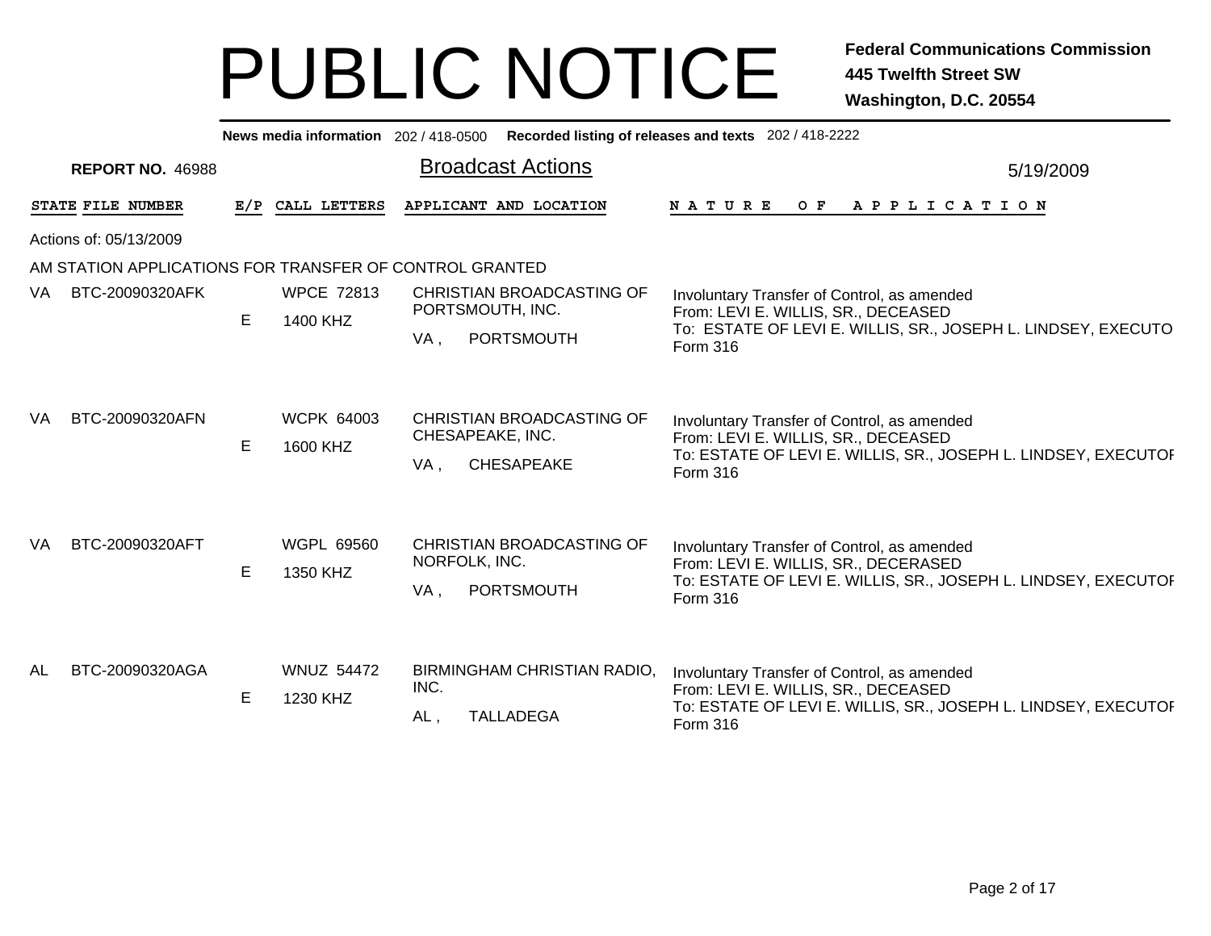# PUBLIC NOTICE

**Federal Communications Commission**
**445 Twelfth Street SW**
**Washington, D.C. 20554**

**News media information** 202 / 418-0500 **Recorded listing of releases and texts** 202 / 418-2222

**REPORT NO.** 46988

## Broadcast Actions

5/19/2009

Actions of: 05/13/2009

AM STATION APPLICATIONS FOR TRANSFER OF CONTROL GRANTED

| STATE | FILE NUMBER | E/P | CALL LETTERS | APPLICANT AND LOCATION | NATURE OF APPLICATION |
|---|---|---|---|---|---|
| VA | BTC-20090320AFK | E | WPCE 72813<br>1400 KHZ | CHRISTIAN BROADCASTING OF PORTSMOUTH, INC.<br>VA , PORTSMOUTH | Involuntary Transfer of Control, as amended<br>From: LEVI E. WILLIS, SR., DECEASED<br>To: ESTATE OF LEVI E. WILLIS, SR., JOSEPH L. LINDSEY, EXECUTO<br>Form 316 |
| VA | BTC-20090320AFN | E | WCPK 64003<br>1600 KHZ | CHRISTIAN BROADCASTING OF CHESAPEAKE, INC.<br>VA , CHESAPEAKE | Involuntary Transfer of Control, as amended<br>From: LEVI E. WILLIS, SR., DECEASED<br>To: ESTATE OF LEVI E. WILLIS, SR., JOSEPH L. LINDSEY, EXECUTOR<br>Form 316 |
| VA | BTC-20090320AFT | E | WGPL 69560<br>1350 KHZ | CHRISTIAN BROADCASTING OF NORFOLK, INC.<br>VA , PORTSMOUTH | Involuntary Transfer of Control, as amended<br>From: LEVI E. WILLIS, SR., DECERASED<br>To: ESTATE OF LEVI E. WILLIS, SR., JOSEPH L. LINDSEY, EXECUTOR<br>Form 316 |
| AL | BTC-20090320AGA | E | WNUZ 54472<br>1230 KHZ | BIRMINGHAM CHRISTIAN RADIO, INC.<br>AL , TALLADEGA | Involuntary Transfer of Control, as amended<br>From: LEVI E. WILLIS, SR., DECEASED<br>To: ESTATE OF LEVI E. WILLIS, SR., JOSEPH L. LINDSEY, EXECUTOR<br>Form 316 |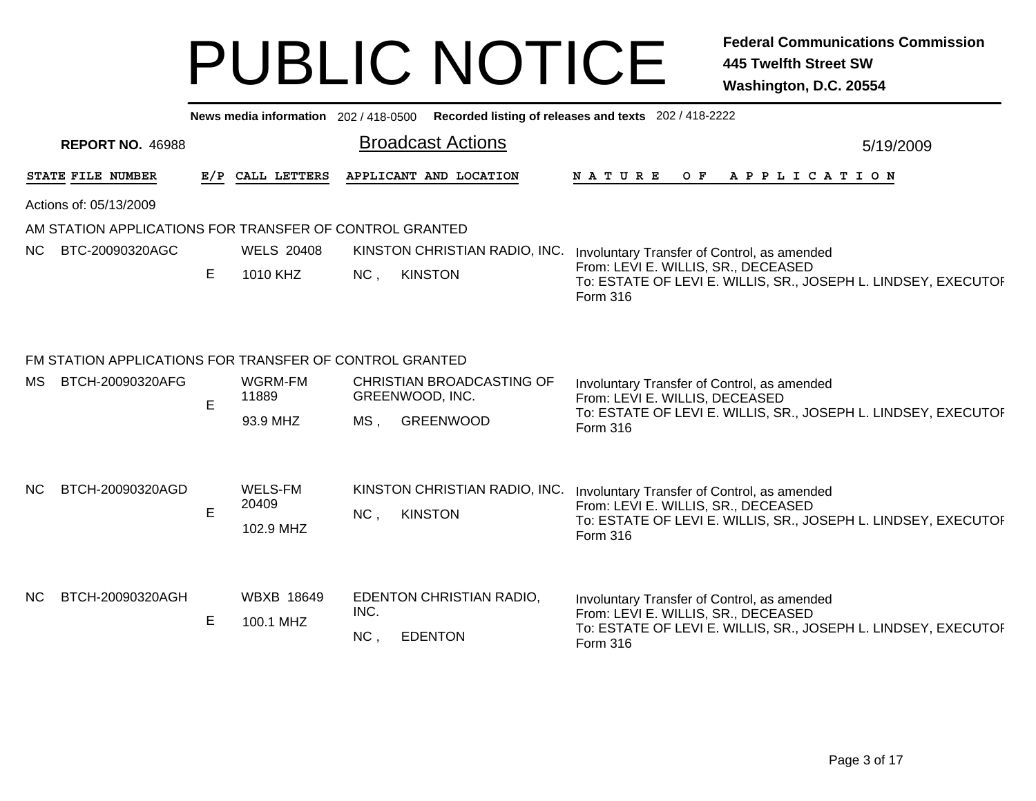# PUBLIC NOTICE

**Federal Communications Commission**
**445 Twelfth Street SW**
**Washington, D.C. 20554**

**News media information** 202 / 418-0500 **Recorded listing of releases and texts** 202 / 418-2222

**REPORT NO.** 46988

## Broadcast Actions

5/19/2009

Actions of: 05/13/2009

### AM STATION APPLICATIONS FOR TRANSFER OF CONTROL GRANTED

| STATE | FILE NUMBER | E/P | CALL LETTERS | APPLICANT AND LOCATION | NATURE OF APPLICATION |
|---|---|---|---|---|---|
| NC | BTC-20090320AGC | E | WELS 20408<br>1010 KHZ | KINSTON CHRISTIAN RADIO, INC.<br>NC , KINSTON | Involuntary Transfer of Control, as amended<br>From: LEVI E. WILLIS, SR., DECEASED<br>To: ESTATE OF LEVI E. WILLIS, SR., JOSEPH L. LINDSEY, EXECUTOR<br>Form 316 |

### FM STATION APPLICATIONS FOR TRANSFER OF CONTROL GRANTED

| STATE | FILE NUMBER | E/P | CALL LETTERS | APPLICANT AND LOCATION | NATURE OF APPLICATION |
|---|---|---|---|---|---|
| MS | BTCH-20090320AFG | E | WGRM-FM 11889<br>93.9 MHZ | CHRISTIAN BROADCASTING OF GREENWOOD, INC.<br>MS , GREENWOOD | Involuntary Transfer of Control, as amended<br>From: LEVI E. WILLIS, DECEASED<br>To: ESTATE OF LEVI E. WILLIS, SR., JOSEPH L. LINDSEY, EXECUTOR<br>Form 316 |
| NC | BTCH-20090320AGD | E | WELS-FM 20409<br>102.9 MHZ | KINSTON CHRISTIAN RADIO, INC.<br>NC , KINSTON | Involuntary Transfer of Control, as amended<br>From: LEVI E. WILLIS, SR., DECEASED<br>To: ESTATE OF LEVI E. WILLIS, SR., JOSEPH L. LINDSEY, EXECUTOR<br>Form 316 |
| NC | BTCH-20090320AGH | E | WBXB 18649<br>100.1 MHZ | EDENTON CHRISTIAN RADIO, INC.<br>NC , EDENTON | Involuntary Transfer of Control, as amended<br>From: LEVI E. WILLIS, SR., DECEASED<br>To: ESTATE OF LEVI E. WILLIS, SR., JOSEPH L. LINDSEY, EXECUTOR<br>Form 316 |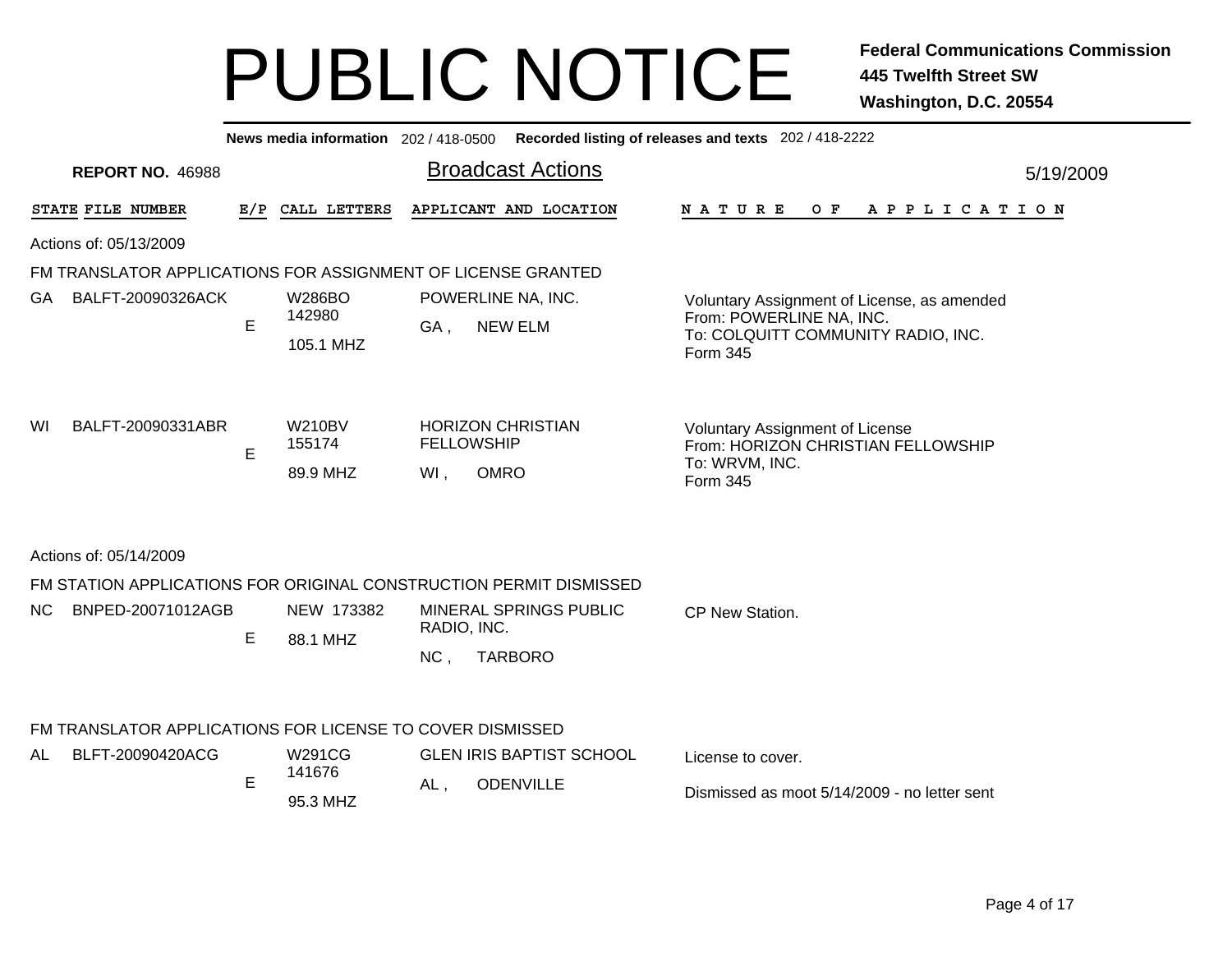# PUBLIC NOTICE

**Federal Communications Commission**
**445 Twelfth Street SW**
**Washington, D.C. 20554**

**News media information** 202 / 418-0500 **Recorded listing of releases and texts** 202 / 418-2222

**REPORT NO.** 46988

## Broadcast Actions

5/19/2009

| STATE | FILE NUMBER | E/P | CALL LETTERS | APPLICANT AND LOCATION | NATURE OF APPLICATION |
|---|---|---|---|---|---|

Actions of: 05/13/2009

### FM TRANSLATOR APPLICATIONS FOR ASSIGNMENT OF LICENSE GRANTED

| STATE | FILE NUMBER | E/P | CALL LETTERS | APPLICANT AND LOCATION | NATURE OF APPLICATION |
|---|---|---|---|---|---|
| GA | BALFT-20090326ACK | E | W286BO 142980 105.1 MHZ | POWERLINE NA, INC. GA , NEW ELM | Voluntary Assignment of License, as amended From: POWERLINE NA, INC. To: COLQUITT COMMUNITY RADIO, INC. Form 345 |
| WI | BALFT-20090331ABR | E | W210BV 155174 89.9 MHZ | HORIZON CHRISTIAN FELLOWSHIP WI , OMRO | Voluntary Assignment of License From: HORIZON CHRISTIAN FELLOWSHIP To: WRVM, INC. Form 345 |

Actions of: 05/14/2009

### FM STATION APPLICATIONS FOR ORIGINAL CONSTRUCTION PERMIT DISMISSED

| STATE | FILE NUMBER | E/P | CALL LETTERS | APPLICANT AND LOCATION | NATURE OF APPLICATION |
|---|---|---|---|---|---|
| NC | BNPED-20071012AGB | E | NEW 173382 88.1 MHZ | MINERAL SPRINGS PUBLIC RADIO, INC. NC , TARBORO | CP New Station. |

### FM TRANSLATOR APPLICATIONS FOR LICENSE TO COVER DISMISSED

| STATE | FILE NUMBER | E/P | CALL LETTERS | APPLICANT AND LOCATION | NATURE OF APPLICATION |
|---|---|---|---|---|---|
| AL | BLFT-20090420ACG | E | W291CG 141676 95.3 MHZ | GLEN IRIS BAPTIST SCHOOL AL , ODENVILLE | License to cover. Dismissed as moot 5/14/2009 - no letter sent |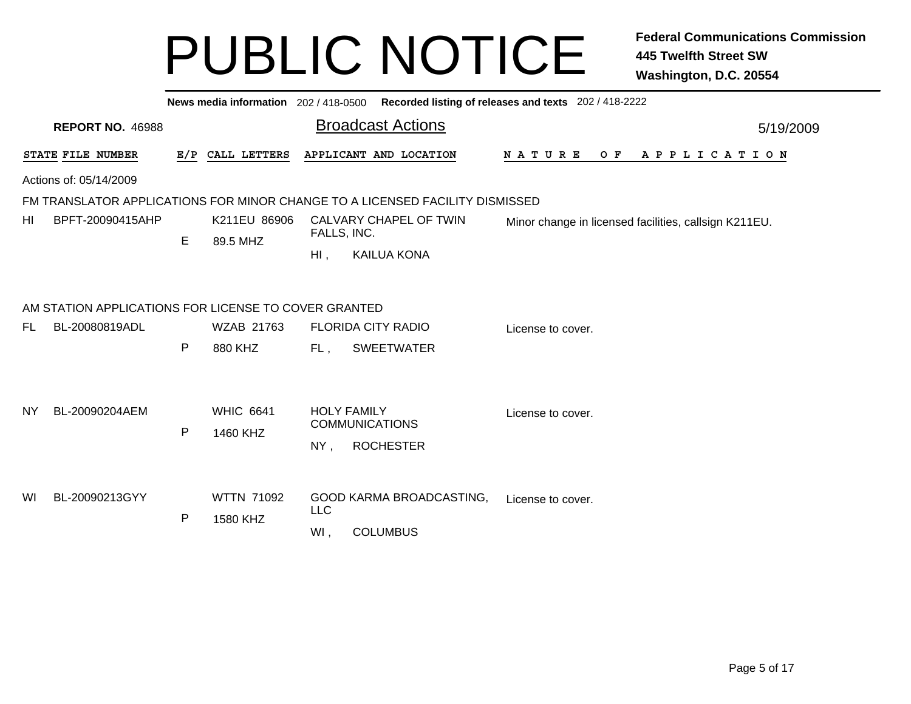# PUBLIC NOTICE

**Federal Communications Commission**
**445 Twelfth Street SW**
**Washington, D.C. 20554**

**News media information** 202 / 418-0500 **Recorded listing of releases and texts** 202 / 418-2222

**REPORT NO.** 46988

## Broadcast Actions

5/19/2009

Actions of: 05/14/2009

### FM TRANSLATOR APPLICATIONS FOR MINOR CHANGE TO A LICENSED FACILITY DISMISSED

| STATE | FILE NUMBER | E/P | CALL LETTERS | APPLICANT AND LOCATION | NATURE OF APPLICATION |
|---|---|---|---|---|---|
| HI | BPFT-20090415AHP | E | K211EU 86906<br>89.5 MHZ | CALVARY CHAPEL OF TWIN FALLS, INC.<br>HI , KAILUA KONA | Minor change in licensed facilities, callsign K211EU. |

### AM STATION APPLICATIONS FOR LICENSE TO COVER GRANTED

| STATE | FILE NUMBER | E/P | CALL LETTERS | APPLICANT AND LOCATION | NATURE OF APPLICATION |
|---|---|---|---|---|---|
| FL | BL-20080819ADL | P | WZAB 21763<br>880 KHZ | FLORIDA CITY RADIO<br>FL , SWEETWATER | License to cover. |
| NY | BL-20090204AEM | P | WHIC 6641<br>1460 KHZ | HOLY FAMILY COMMUNICATIONS<br>NY , ROCHESTER | License to cover. |
| WI | BL-20090213GYY | P | WTTN 71092<br>1580 KHZ | GOOD KARMA BROADCASTING, LLC<br>WI , COLUMBUS | License to cover. |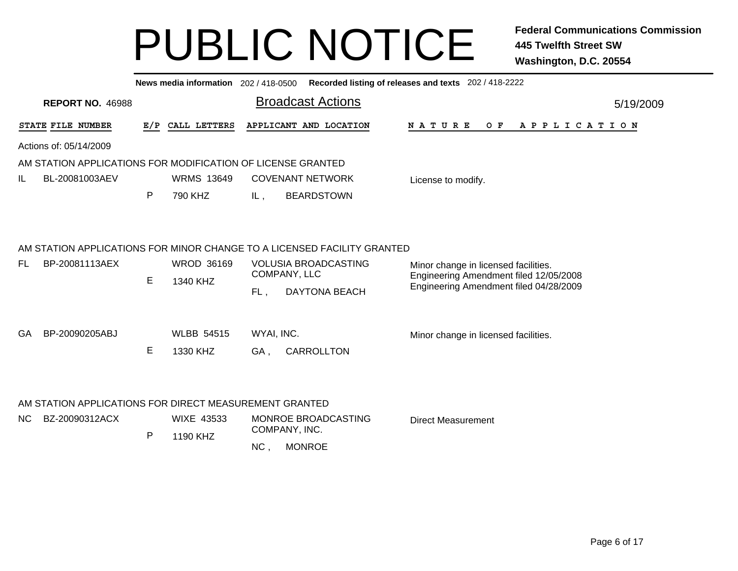# PUBLIC NOTICE

**Federal Communications Commission**
**445 Twelfth Street SW**
**Washington, D.C. 20554**

**News media information** 202 / 418-0500 **Recorded listing of releases and texts** 202 / 418-2222

**REPORT NO.** 46988

## Broadcast Actions

5/19/2009

| STATE | FILE NUMBER | E/P | CALL LETTERS | APPLICANT AND LOCATION | NATURE OF APPLICATION |
|---|---|---|---|---|---|

Actions of: 05/14/2009

### AM STATION APPLICATIONS FOR MODIFICATION OF LICENSE GRANTED

| STATE | FILE NUMBER | E/P | CALL LETTERS | APPLICANT AND LOCATION | NATURE OF APPLICATION |
|---|---|---|---|---|---|
| IL | BL-20081003AEV | P | WRMS 13649<br>790 KHZ | COVENANT NETWORK<br>IL , BEARDSTOWN | License to modify. |

### AM STATION APPLICATIONS FOR MINOR CHANGE TO A LICENSED FACILITY GRANTED

| STATE | FILE NUMBER | E/P | CALL LETTERS | APPLICANT AND LOCATION | NATURE OF APPLICATION |
|---|---|---|---|---|---|
| FL | BP-20081113AEX | E | WROD 36169<br>1340 KHZ | VOLUSIA BROADCASTING COMPANY, LLC<br>FL , DAYTONA BEACH | Minor change in licensed facilities.<br>Engineering Amendment filed 12/05/2008<br>Engineering Amendment filed 04/28/2009 |
| GA | BP-20090205ABJ | E | WLBB 54515<br>1330 KHZ | WYAI, INC.<br>GA , CARROLLTON | Minor change in licensed facilities. |

### AM STATION APPLICATIONS FOR DIRECT MEASUREMENT GRANTED

| STATE | FILE NUMBER | E/P | CALL LETTERS | APPLICANT AND LOCATION | NATURE OF APPLICATION |
|---|---|---|---|---|---|
| NC | BZ-20090312ACX | P | WIXE 43533<br>1190 KHZ | MONROE BROADCASTING COMPANY, INC.<br>NC , MONROE | Direct Measurement |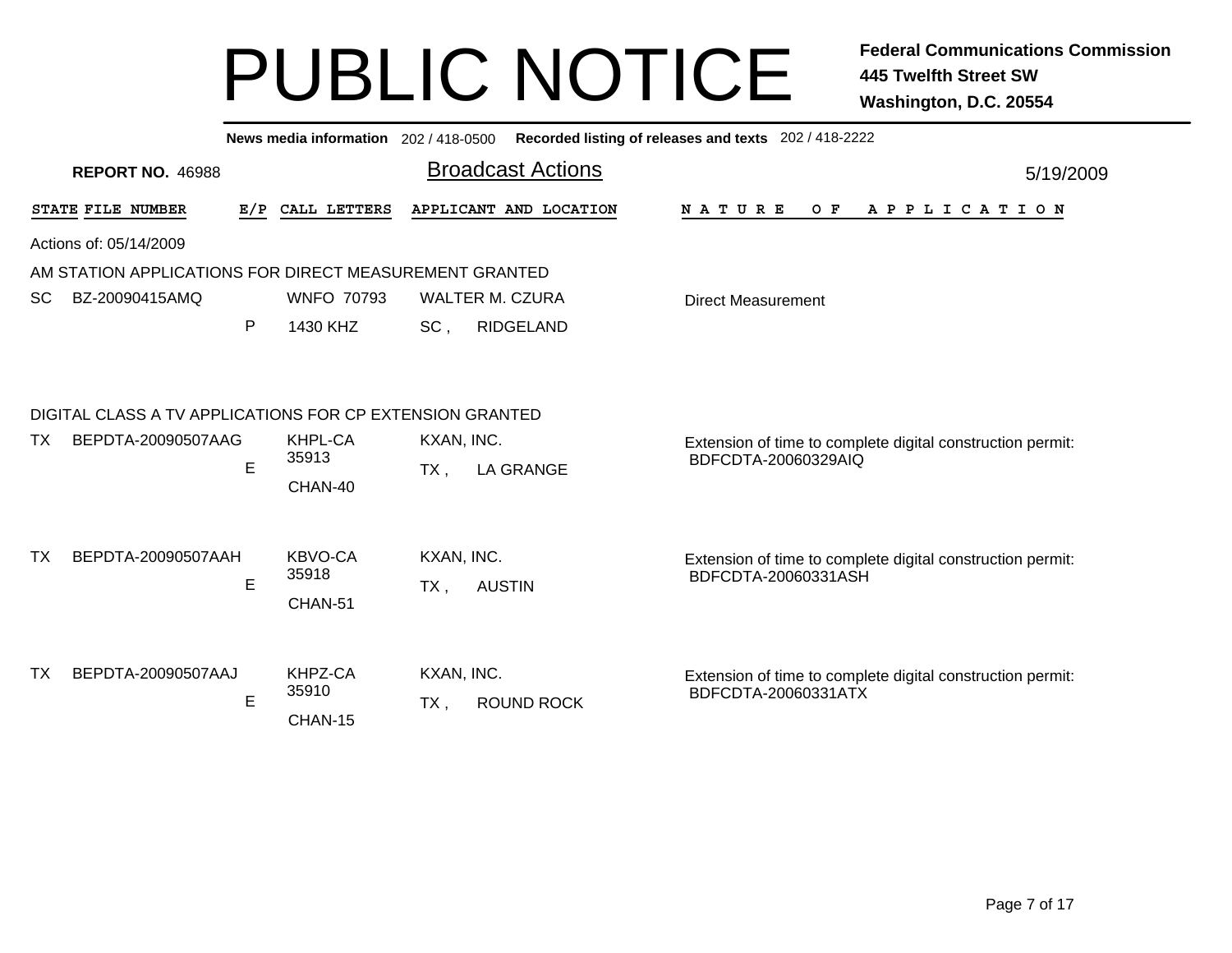# PUBLIC NOTICE

**Federal Communications Commission**
**445 Twelfth Street SW**
**Washington, D.C. 20554**

**News media information** 202 / 418-0500 **Recorded listing of releases and texts** 202 / 418-2222

**REPORT NO.** 46988

## Broadcast Actions

5/19/2009

| STATE | FILE NUMBER | E/P | CALL LETTERS | APPLICANT AND LOCATION | NATURE OF APPLICATION |
|---|---|---|---|---|---|

Actions of: 05/14/2009

### AM STATION APPLICATIONS FOR DIRECT MEASUREMENT GRANTED

| STATE | FILE NUMBER | E/P | CALL LETTERS | APPLICANT AND LOCATION | NATURE OF APPLICATION |
|---|---|---|---|---|---|
| SC | BZ-20090415AMQ | P | WNFO 70793<br>1430 KHZ | WALTER M. CZURA<br>SC , RIDGELAND | Direct Measurement |

### DIGITAL CLASS A TV APPLICATIONS FOR CP EXTENSION GRANTED

| STATE | FILE NUMBER | E/P | CALL LETTERS | APPLICANT AND LOCATION | NATURE OF APPLICATION |
|---|---|---|---|---|---|
| TX | BEPDTA-20090507AAG | E | KHPL-CA<br>35913<br>CHAN-40 | KXAN, INC.<br>TX , LA GRANGE | Extension of time to complete digital construction permit: BDFCDTA-20060329AIQ |
| TX | BEPDTA-20090507AAH | E | KBVO-CA<br>35918<br>CHAN-51 | KXAN, INC.<br>TX , AUSTIN | Extension of time to complete digital construction permit: BDFCDTA-20060331ASH |
| TX | BEPDTA-20090507AAJ | E | KHPZ-CA<br>35910<br>CHAN-15 | KXAN, INC.<br>TX , ROUND ROCK | Extension of time to complete digital construction permit: BDFCDTA-20060331ATX |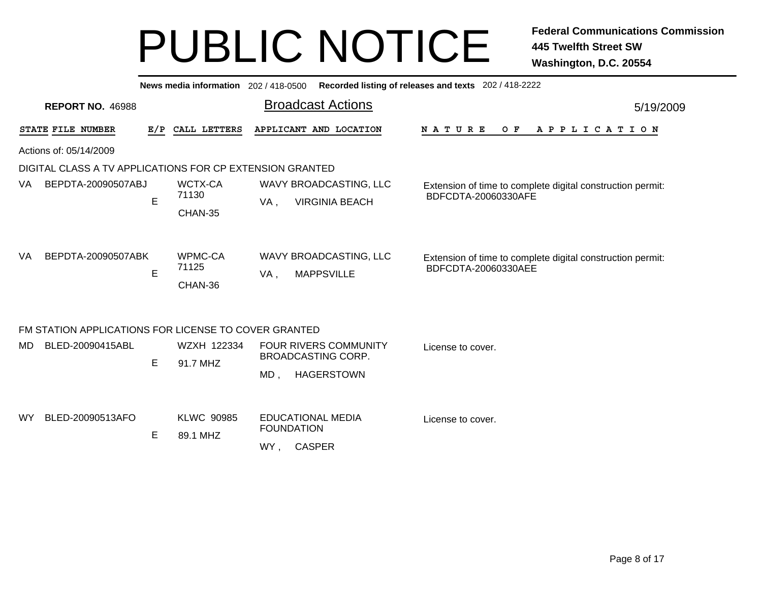# PUBLIC NOTICE

**Federal Communications Commission**
**445 Twelfth Street SW**
**Washington, D.C. 20554**

**News media information** 202 / 418-0500 **Recorded listing of releases and texts** 202 / 418-2222

**REPORT NO.** 46988

## Broadcast Actions

5/19/2009

| STATE | FILE NUMBER | E/P | CALL LETTERS | APPLICANT AND LOCATION | NATURE OF APPLICATION |
|---|---|---|---|---|---|

Actions of: 05/14/2009

DIGITAL CLASS A TV APPLICATIONS FOR CP EXTENSION GRANTED

| STATE | FILE NUMBER | E/P | CALL LETTERS | APPLICANT AND LOCATION | NATURE OF APPLICATION |
|---|---|---|---|---|---|
| VA | BEPDTA-20090507ABJ | E | WCTX-CA 71130 CHAN-35 | WAVY BROADCASTING, LLC VA , VIRGINIA BEACH | Extension of time to complete digital construction permit: BDFCDTA-20060330AFE |
| VA | BEPDTA-20090507ABK | E | WPMC-CA 71125 CHAN-36 | WAVY BROADCASTING, LLC VA , MAPPSVILLE | Extension of time to complete digital construction permit: BDFCDTA-20060330AEE |

FM STATION APPLICATIONS FOR LICENSE TO COVER GRANTED

| STATE | FILE NUMBER | E/P | CALL LETTERS | APPLICANT AND LOCATION | NATURE OF APPLICATION |
|---|---|---|---|---|---|
| MD | BLED-20090415ABL | E | WZXH 122334 91.7 MHZ | FOUR RIVERS COMMUNITY BROADCASTING CORP. MD , HAGERSTOWN | License to cover. |
| WY | BLED-20090513AFO | E | KLWC 90985 89.1 MHZ | EDUCATIONAL MEDIA FOUNDATION WY , CASPER | License to cover. |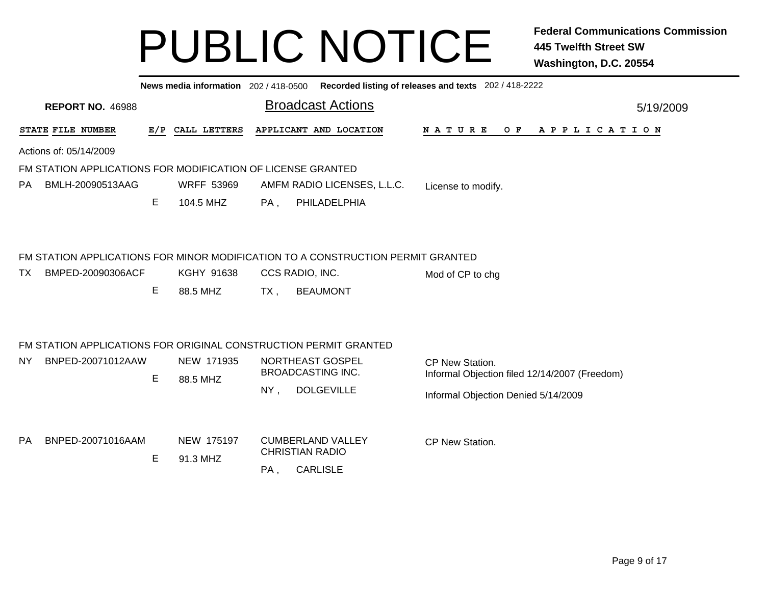# PUBLIC NOTICE

**Federal Communications Commission**
**445 Twelfth Street SW**
**Washington, D.C. 20554**

**News media information** 202 / 418-0500 **Recorded listing of releases and texts** 202 / 418-2222

**REPORT NO.** 46988

## Broadcast Actions

5/19/2009

| STATE | FILE NUMBER | E/P | CALL LETTERS | APPLICANT AND LOCATION | NATURE OF APPLICATION |
|---|---|---|---|---|---|

Actions of: 05/14/2009

### FM STATION APPLICATIONS FOR MODIFICATION OF LICENSE GRANTED

| STATE | FILE NUMBER | E/P | CALL LETTERS | APPLICANT AND LOCATION | NATURE OF APPLICATION |
|---|---|---|---|---|---|
| PA | BMLH-20090513AAG | E | WRFF 53969<br>104.5 MHZ | AMFM RADIO LICENSES, L.L.C.<br>PA , PHILADELPHIA | License to modify. |

### FM STATION APPLICATIONS FOR MINOR MODIFICATION TO A CONSTRUCTION PERMIT GRANTED

| STATE | FILE NUMBER | E/P | CALL LETTERS | APPLICANT AND LOCATION | NATURE OF APPLICATION |
|---|---|---|---|---|---|
| TX | BMPED-20090306ACF | E | KGHY 91638<br>88.5 MHZ | CCS RADIO, INC.<br>TX , BEAUMONT | Mod of CP to chg |

### FM STATION APPLICATIONS FOR ORIGINAL CONSTRUCTION PERMIT GRANTED

| STATE | FILE NUMBER | E/P | CALL LETTERS | APPLICANT AND LOCATION | NATURE OF APPLICATION |
|---|---|---|---|---|---|
| NY | BNPED-20071012AAW | E | NEW 171935<br>88.5 MHZ | NORTHEAST GOSPEL BROADCASTING INC.<br>NY , DOLGEVILLE | CP New Station.<br>Informal Objection filed 12/14/2007 (Freedom)<br>Informal Objection Denied 5/14/2009 |
| PA | BNPED-20071016AAM | E | NEW 175197<br>91.3 MHZ | CUMBERLAND VALLEY CHRISTIAN RADIO<br>PA , CARLISLE | CP New Station. |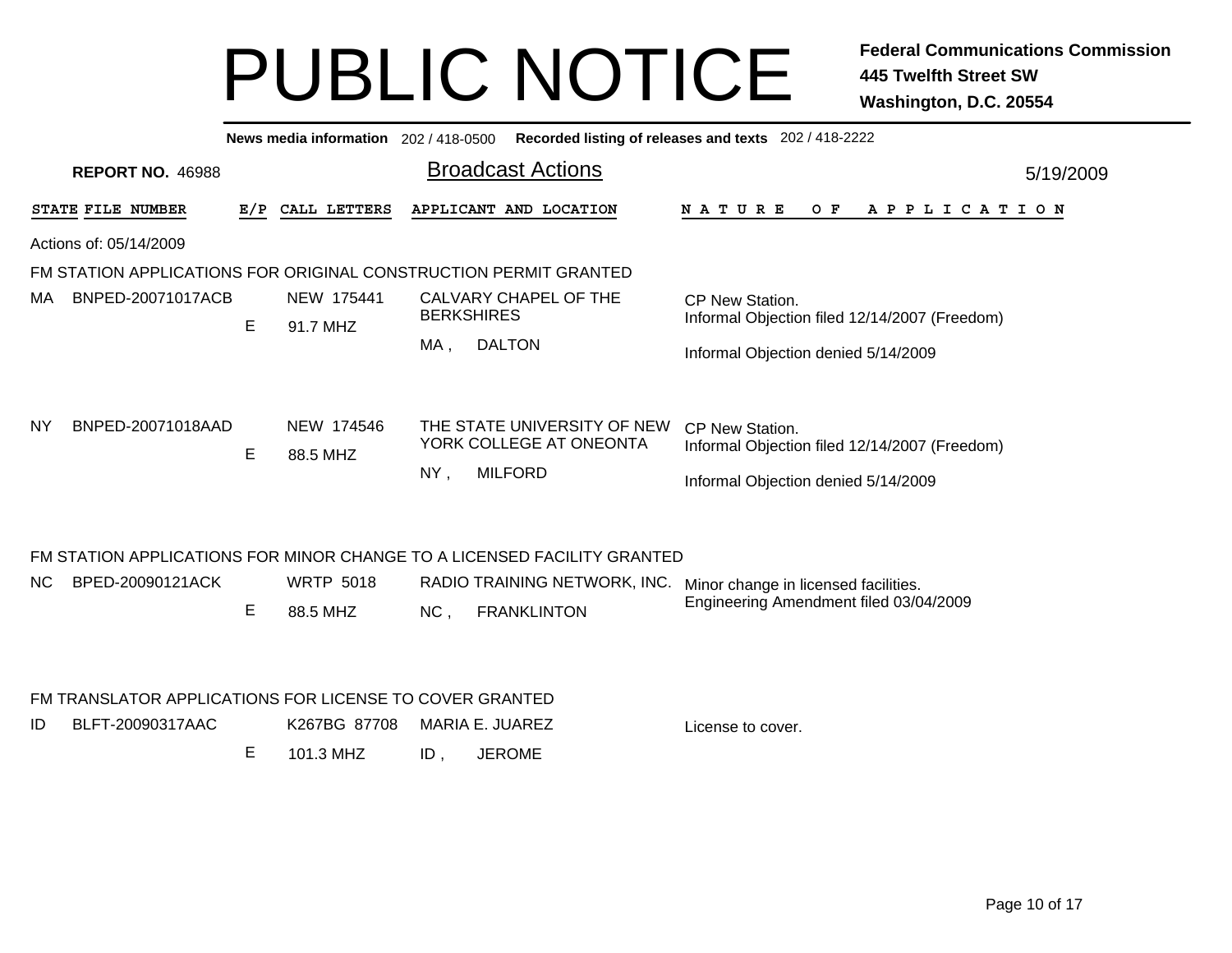# PUBLIC NOTICE

**Federal Communications Commission**
**445 Twelfth Street SW**
**Washington, D.C. 20554**

**News media information** 202 / 418-0500 **Recorded listing of releases and texts** 202 / 418-2222

**REPORT NO.** 46988

## Broadcast Actions

5/19/2009

Actions of: 05/14/2009

### FM STATION APPLICATIONS FOR ORIGINAL CONSTRUCTION PERMIT GRANTED

| STATE | FILE NUMBER | E/P | CALL LETTERS | APPLICANT AND LOCATION | NATURE OF APPLICATION |
|---|---|---|---|---|---|
| MA | BNPED-20071017ACB | E | NEW 175441<br>91.7 MHZ | CALVARY CHAPEL OF THE BERKSHIRES<br>MA , DALTON | CP New Station.<br>Informal Objection filed 12/14/2007 (Freedom)<br>Informal Objection denied 5/14/2009 |
| NY | BNPED-20071018AAD | E | NEW 174546<br>88.5 MHZ | THE STATE UNIVERSITY OF NEW YORK COLLEGE AT ONEONTA<br>NY , MILFORD | CP New Station.<br>Informal Objection filed 12/14/2007 (Freedom)<br>Informal Objection denied 5/14/2009 |

### FM STATION APPLICATIONS FOR MINOR CHANGE TO A LICENSED FACILITY GRANTED

| STATE | FILE NUMBER | E/P | CALL LETTERS | APPLICANT AND LOCATION | NATURE OF APPLICATION |
|---|---|---|---|---|---|
| NC | BPED-20090121ACK | E | WRTP 5018<br>88.5 MHZ | RADIO TRAINING NETWORK, INC.<br>NC , FRANKLINTON | Minor change in licensed facilities.<br>Engineering Amendment filed 03/04/2009 |

### FM TRANSLATOR APPLICATIONS FOR LICENSE TO COVER GRANTED

| STATE | FILE NUMBER | E/P | CALL LETTERS | APPLICANT AND LOCATION | NATURE OF APPLICATION |
|---|---|---|---|---|---|
| ID | BLFT-20090317AAC | E | K267BG 87708<br>101.3 MHZ | MARIA E. JUAREZ<br>ID , JEROME | License to cover. |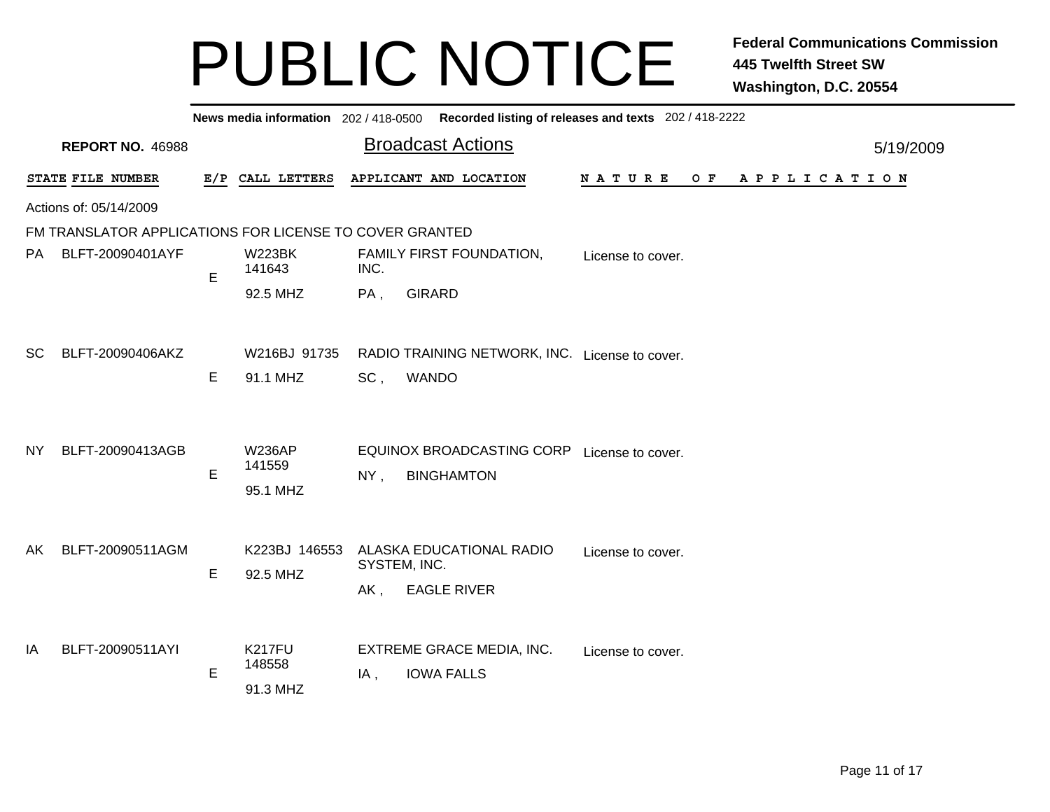# PUBLIC NOTICE

**Federal Communications Commission**
**445 Twelfth Street SW**
**Washington, D.C. 20554**

**News media information** 202 / 418-0500 **Recorded listing of releases and texts** 202 / 418-2222

**REPORT NO.** 46988

## Broadcast Actions

5/19/2009

Actions of: 05/14/2009

FM TRANSLATOR APPLICATIONS FOR LICENSE TO COVER GRANTED

| STATE | FILE NUMBER | E/P | CALL LETTERS | APPLICANT AND LOCATION | NATURE OF APPLICATION |
|---|---|---|---|---|---|
| PA | BLFT-20090401AYF | E | W223BK 141643 92.5 MHZ | FAMILY FIRST FOUNDATION, INC. PA , GIRARD | License to cover. |
| SC | BLFT-20090406AKZ | E | W216BJ 91735 91.1 MHZ | RADIO TRAINING NETWORK, INC. SC , WANDO | License to cover. |
| NY | BLFT-20090413AGB | E | W236AP 141559 95.1 MHZ | EQUINOX BROADCASTING CORP NY , BINGHAMTON | License to cover. |
| AK | BLFT-20090511AGM | E | K223BJ 146553 92.5 MHZ | ALASKA EDUCATIONAL RADIO SYSTEM, INC. AK , EAGLE RIVER | License to cover. |
| IA | BLFT-20090511AYI | E | K217FU 148558 91.3 MHZ | EXTREME GRACE MEDIA, INC. IA , IOWA FALLS | License to cover. |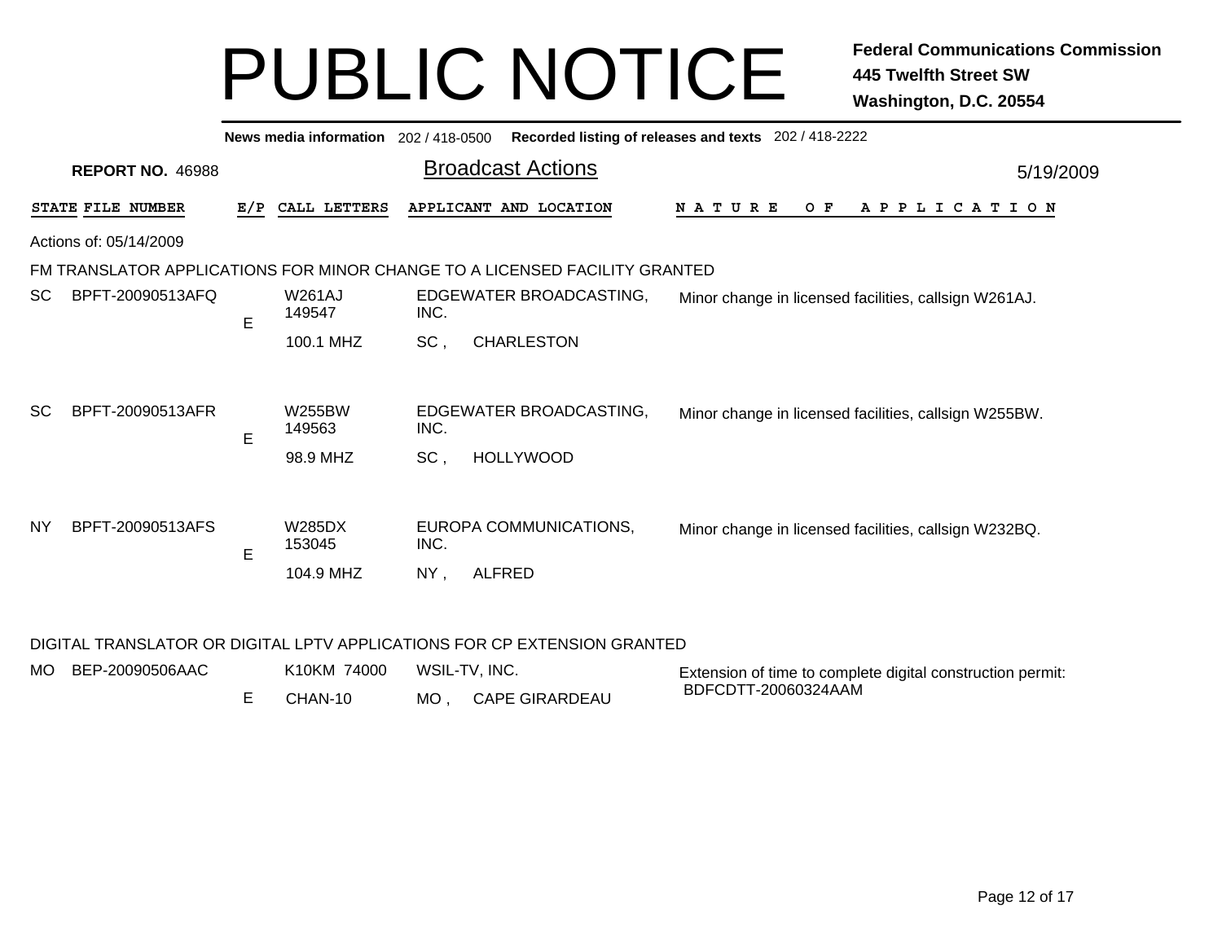# PUBLIC NOTICE

**Federal Communications Commission**
**445 Twelfth Street SW**
**Washington, D.C. 20554**

**News media information** 202 / 418-0500 **Recorded listing of releases and texts** 202 / 418-2222

**REPORT NO.** 46988

## Broadcast Actions

5/19/2009

| STATE | FILE NUMBER | E/P | CALL LETTERS | APPLICANT AND LOCATION | NATURE OF APPLICATION |
|---|---|---|---|---|---|

Actions of: 05/14/2009

### FM TRANSLATOR APPLICATIONS FOR MINOR CHANGE TO A LICENSED FACILITY GRANTED

| STATE | FILE NUMBER | E/P | CALL LETTERS | APPLICANT AND LOCATION | NATURE OF APPLICATION |
|---|---|---|---|---|---|
| SC | BPFT-20090513AFQ | E | W261AJ 149547 100.1 MHZ | EDGEWATER BROADCASTING, INC. SC , CHARLESTON | Minor change in licensed facilities, callsign W261AJ. |
| SC | BPFT-20090513AFR | E | W255BW 149563 98.9 MHZ | EDGEWATER BROADCASTING, INC. SC , HOLLYWOOD | Minor change in licensed facilities, callsign W255BW. |
| NY | BPFT-20090513AFS | E | W285DX 153045 104.9 MHZ | EUROPA COMMUNICATIONS, INC. NY , ALFRED | Minor change in licensed facilities, callsign W232BQ. |

### DIGITAL TRANSLATOR OR DIGITAL LPTV APPLICATIONS FOR CP EXTENSION GRANTED

| STATE | FILE NUMBER | E/P | CALL LETTERS | APPLICANT AND LOCATION | NATURE OF APPLICATION |
|---|---|---|---|---|---|
| MO | BEP-20090506AAC | E | K10KM 74000 CHAN-10 | WSIL-TV, INC. MO , CAPE GIRARDEAU | Extension of time to complete digital construction permit: BDFCDTT-20060324AAM |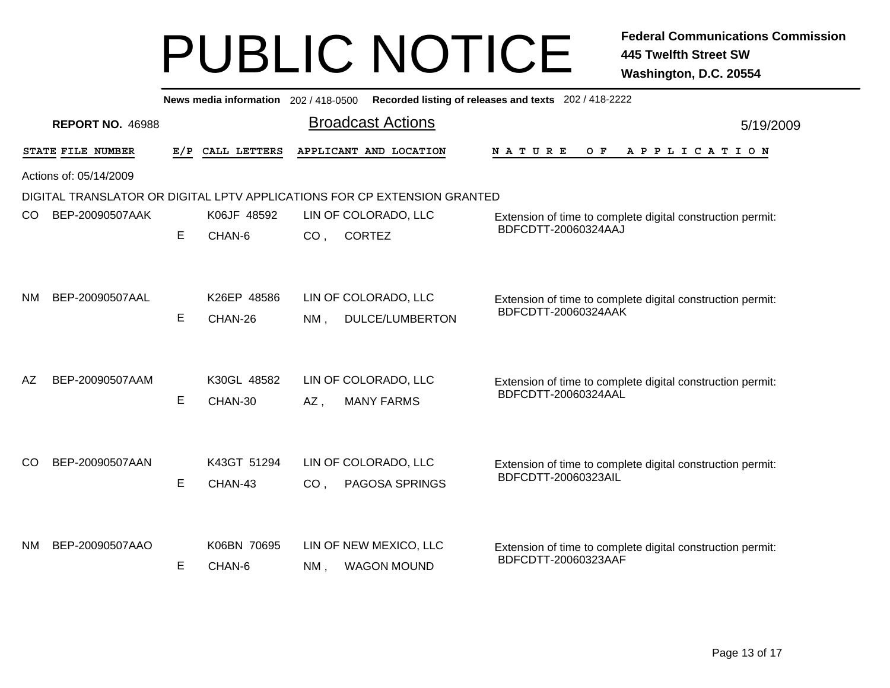# PUBLIC NOTICE

**Federal Communications Commission**
**445 Twelfth Street SW**
**Washington, D.C. 20554**

**News media information** 202 / 418-0500 **Recorded listing of releases and texts** 202 / 418-2222

**REPORT NO.** 46988

## Broadcast Actions

5/19/2009

Actions of: 05/14/2009

DIGITAL TRANSLATOR OR DIGITAL LPTV APPLICATIONS FOR CP EXTENSION GRANTED

| STATE | FILE NUMBER | E/P | CALL LETTERS | APPLICANT AND LOCATION | NATURE OF APPLICATION |
|---|---|---|---|---|---|
| CO | BEP-20090507AAK | E | K06JF 48592<br>CHAN-6 | LIN OF COLORADO, LLC<br>CO , CORTEZ | Extension of time to complete digital construction permit: BDFCDTT-20060324AAJ |
| NM | BEP-20090507AAL | E | K26EP 48586<br>CHAN-26 | LIN OF COLORADO, LLC<br>NM , DULCE/LUMBERTON | Extension of time to complete digital construction permit: BDFCDTT-20060324AAK |
| AZ | BEP-20090507AAM | E | K30GL 48582<br>CHAN-30 | LIN OF COLORADO, LLC<br>AZ , MANY FARMS | Extension of time to complete digital construction permit: BDFCDTT-20060324AAL |
| CO | BEP-20090507AAN | E | K43GT 51294<br>CHAN-43 | LIN OF COLORADO, LLC<br>CO , PAGOSA SPRINGS | Extension of time to complete digital construction permit: BDFCDTT-20060323AIL |
| NM | BEP-20090507AAO | E | K06BN 70695<br>CHAN-6 | LIN OF NEW MEXICO, LLC<br>NM , WAGON MOUND | Extension of time to complete digital construction permit: BDFCDTT-20060323AAF |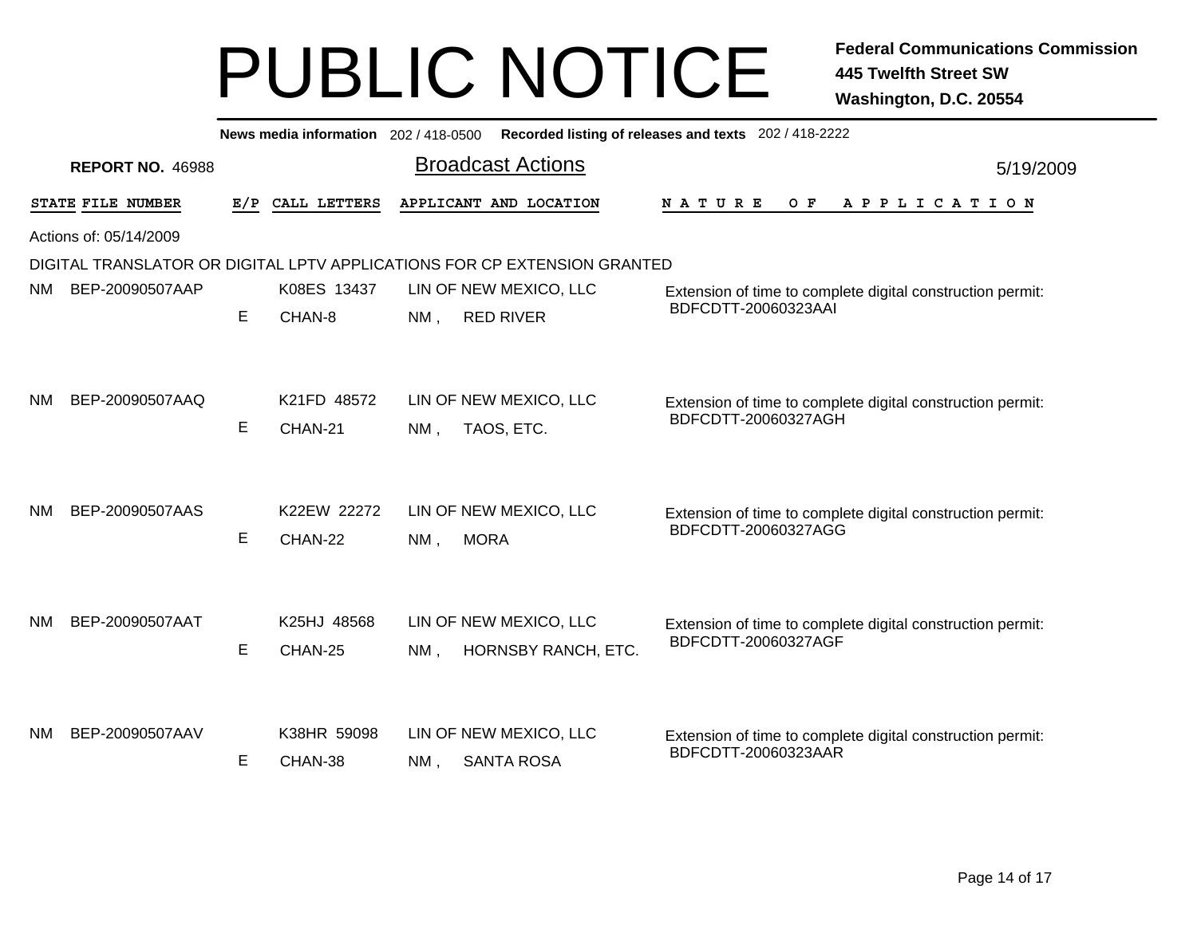# PUBLIC NOTICE

**Federal Communications Commission**
**445 Twelfth Street SW**
**Washington, D.C. 20554**

**News media information** 202 / 418-0500 **Recorded listing of releases and texts** 202 / 418-2222

**REPORT NO.** 46988

## Broadcast Actions

5/19/2009

Actions of: 05/14/2009

DIGITAL TRANSLATOR OR DIGITAL LPTV APPLICATIONS FOR CP EXTENSION GRANTED

| STATE | FILE NUMBER | E/P | CALL LETTERS | APPLICANT AND LOCATION | NATURE OF APPLICATION |
|---|---|---|---|---|---|
| NM | BEP-20090507AAP | E | K08ES 13437 CHAN-8 | LIN OF NEW MEXICO, LLC NM , RED RIVER | Extension of time to complete digital construction permit: BDFCDTT-20060323AAI |
| NM | BEP-20090507AAQ | E | K21FD 48572 CHAN-21 | LIN OF NEW MEXICO, LLC NM , TAOS, ETC. | Extension of time to complete digital construction permit: BDFCDTT-20060327AGH |
| NM | BEP-20090507AAS | E | K22EW 22272 CHAN-22 | LIN OF NEW MEXICO, LLC NM , MORA | Extension of time to complete digital construction permit: BDFCDTT-20060327AGG |
| NM | BEP-20090507AAT | E | K25HJ 48568 CHAN-25 | LIN OF NEW MEXICO, LLC NM , HORNSBY RANCH, ETC. | Extension of time to complete digital construction permit: BDFCDTT-20060327AGF |
| NM | BEP-20090507AAV | E | K38HR 59098 CHAN-38 | LIN OF NEW MEXICO, LLC NM , SANTA ROSA | Extension of time to complete digital construction permit: BDFCDTT-20060323AAR |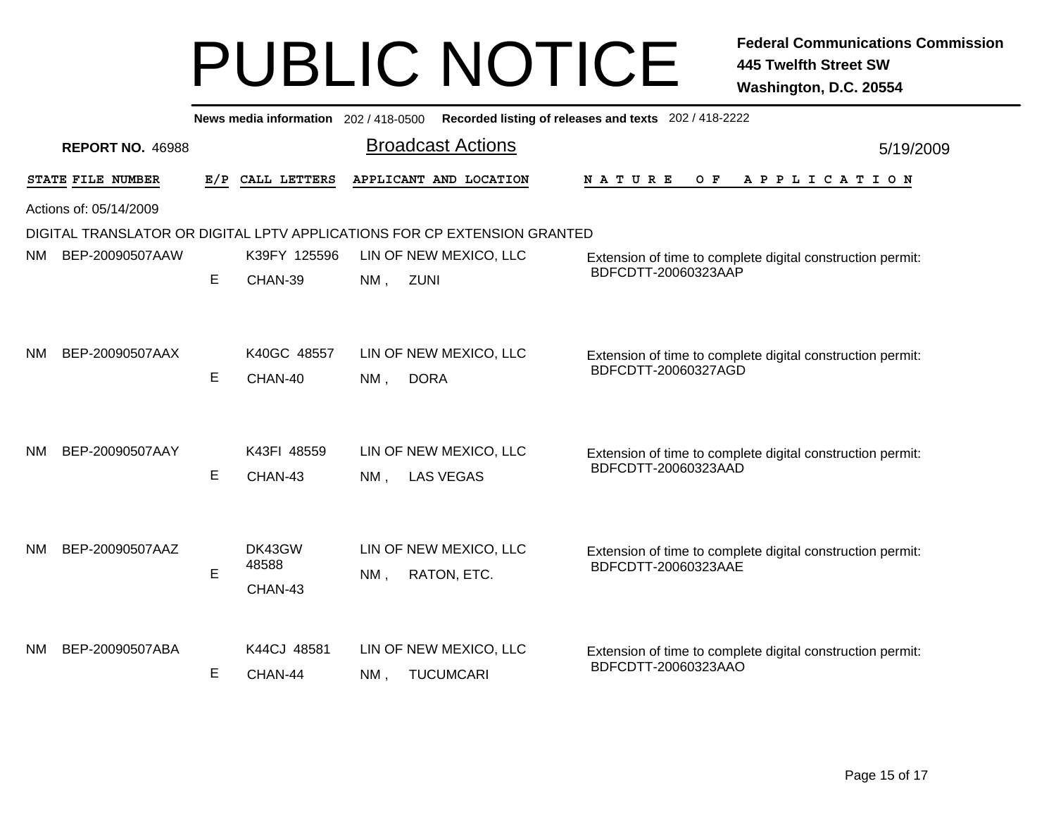# PUBLIC NOTICE

**Federal Communications Commission**
**445 Twelfth Street SW**
**Washington, D.C. 20554**

**News media information** 202 / 418-0500 **Recorded listing of releases and texts** 202 / 418-2222

**REPORT NO.** 46988

## Broadcast Actions

5/19/2009

Actions of: 05/14/2009

DIGITAL TRANSLATOR OR DIGITAL LPTV APPLICATIONS FOR CP EXTENSION GRANTED

| STATE | FILE NUMBER | E/P | CALL LETTERS | APPLICANT AND LOCATION | NATURE OF APPLICATION |
|---|---|---|---|---|---|
| NM | BEP-20090507AAW | E | K39FY 125596 CHAN-39 | LIN OF NEW MEXICO, LLC NM , ZUNI | Extension of time to complete digital construction permit: BDFCDTT-20060323AAP |
| NM | BEP-20090507AAX | E | K40GC 48557 CHAN-40 | LIN OF NEW MEXICO, LLC NM , DORA | Extension of time to complete digital construction permit: BDFCDTT-20060327AGD |
| NM | BEP-20090507AAY | E | K43FI 48559 CHAN-43 | LIN OF NEW MEXICO, LLC NM , LAS VEGAS | Extension of time to complete digital construction permit: BDFCDTT-20060323AAD |
| NM | BEP-20090507AAZ | E | DK43GW 48588 CHAN-43 | LIN OF NEW MEXICO, LLC NM , RATON, ETC. | Extension of time to complete digital construction permit: BDFCDTT-20060323AAE |
| NM | BEP-20090507ABA | E | K44CJ 48581 CHAN-44 | LIN OF NEW MEXICO, LLC NM , TUCUMCARI | Extension of time to complete digital construction permit: BDFCDTT-20060323AAO |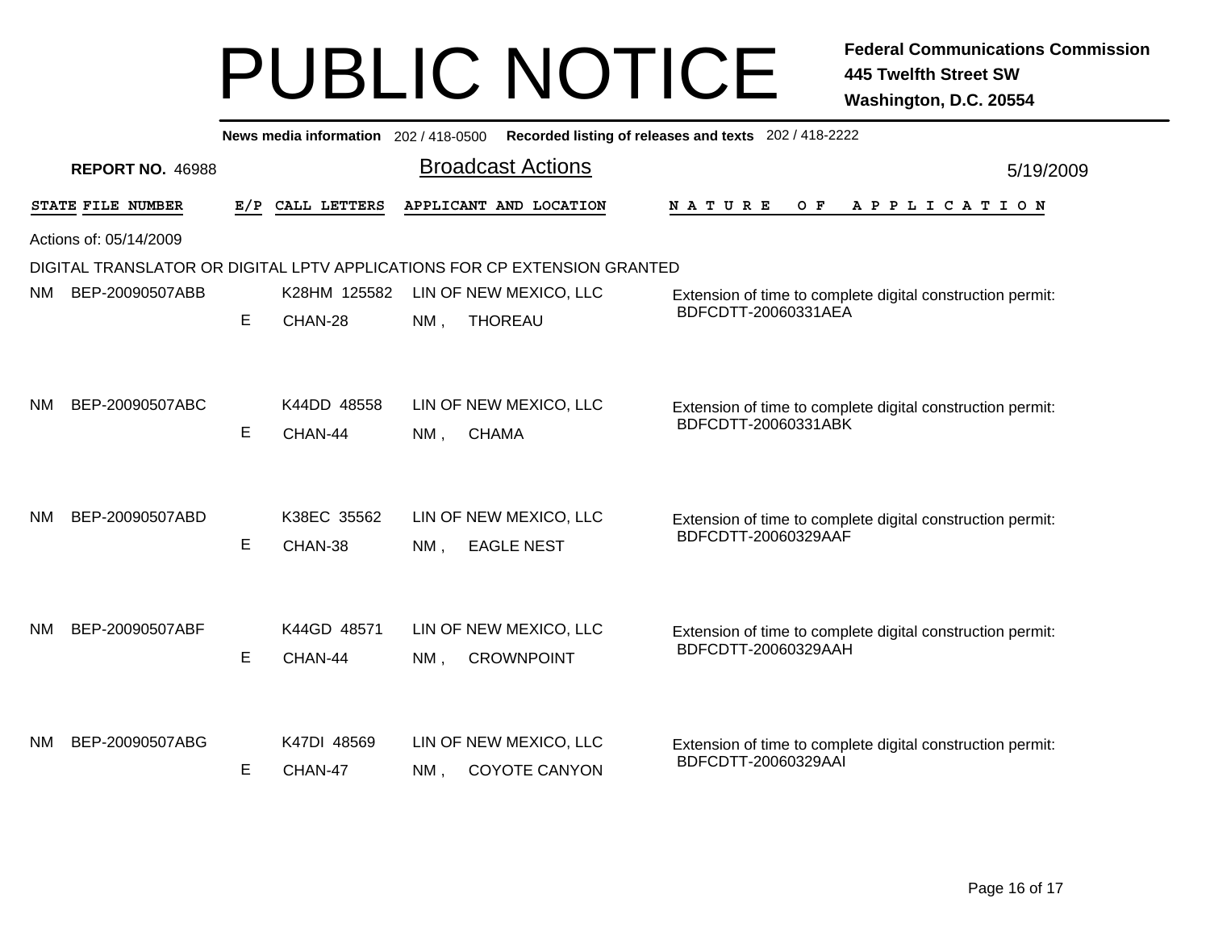# PUBLIC NOTICE

**Federal Communications Commission**
**445 Twelfth Street SW**
**Washington, D.C. 20554**

**News media information** 202 / 418-0500 **Recorded listing of releases and texts** 202 / 418-2222

**REPORT NO.** 46988

## Broadcast Actions

5/19/2009

Actions of: 05/14/2009

DIGITAL TRANSLATOR OR DIGITAL LPTV APPLICATIONS FOR CP EXTENSION GRANTED

| STATE | FILE NUMBER | E/P | CALL LETTERS | APPLICANT AND LOCATION | NATURE OF APPLICATION |
|---|---|---|---|---|---|
| NM | BEP-20090507ABB | E | K28HM 125582<br>CHAN-28 | LIN OF NEW MEXICO, LLC<br>NM , THOREAU | Extension of time to complete digital construction permit: BDFCDTT-20060331AEA |
| NM | BEP-20090507ABC | E | K44DD 48558<br>CHAN-44 | LIN OF NEW MEXICO, LLC<br>NM , CHAMA | Extension of time to complete digital construction permit: BDFCDTT-20060331ABK |
| NM | BEP-20090507ABD | E | K38EC 35562<br>CHAN-38 | LIN OF NEW MEXICO, LLC<br>NM , EAGLE NEST | Extension of time to complete digital construction permit: BDFCDTT-20060329AAF |
| NM | BEP-20090507ABF | E | K44GD 48571<br>CHAN-44 | LIN OF NEW MEXICO, LLC<br>NM , CROWNPOINT | Extension of time to complete digital construction permit: BDFCDTT-20060329AAH |
| NM | BEP-20090507ABG | E | K47DI 48569<br>CHAN-47 | LIN OF NEW MEXICO, LLC<br>NM , COYOTE CANYON | Extension of time to complete digital construction permit: BDFCDTT-20060329AAI |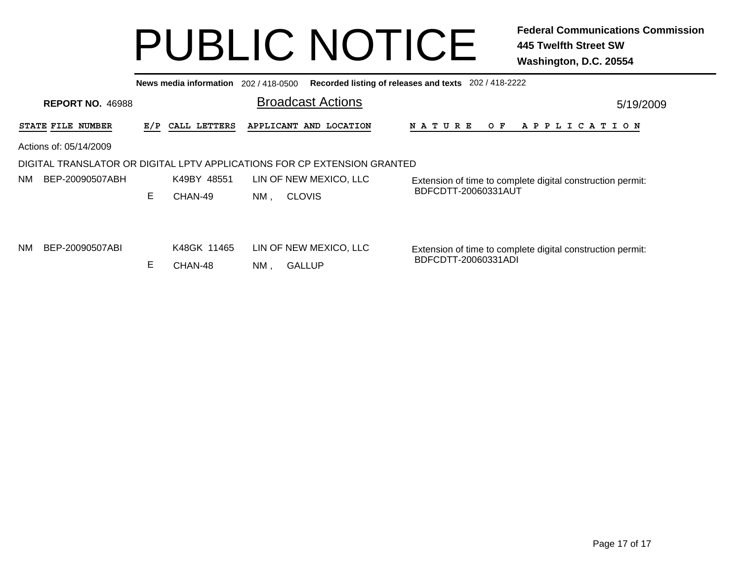# PUBLIC NOTICE

**Federal Communications Commission**
**445 Twelfth Street SW**
**Washington, D.C. 20554**

**News media information** 202 / 418-0500 **Recorded listing of releases and texts** 202 / 418-2222

**REPORT NO.** 46988

## Broadcast Actions

5/19/2009

Actions of: 05/14/2009

DIGITAL TRANSLATOR OR DIGITAL LPTV APPLICATIONS FOR CP EXTENSION GRANTED

| STATE | FILE NUMBER | E/P | CALL LETTERS | APPLICANT AND LOCATION | NATURE OF APPLICATION |
|---|---|---|---|---|---|
| NM | BEP-20090507ABH | E | K49BY 48551 CHAN-49 | LIN OF NEW MEXICO, LLC NM , CLOVIS | Extension of time to complete digital construction permit: BDFCDTT-20060331AUT |
| NM | BEP-20090507ABI | E | K48GK 11465 CHAN-48 | LIN OF NEW MEXICO, LLC NM , GALLUP | Extension of time to complete digital construction permit: BDFCDTT-20060331ADI |